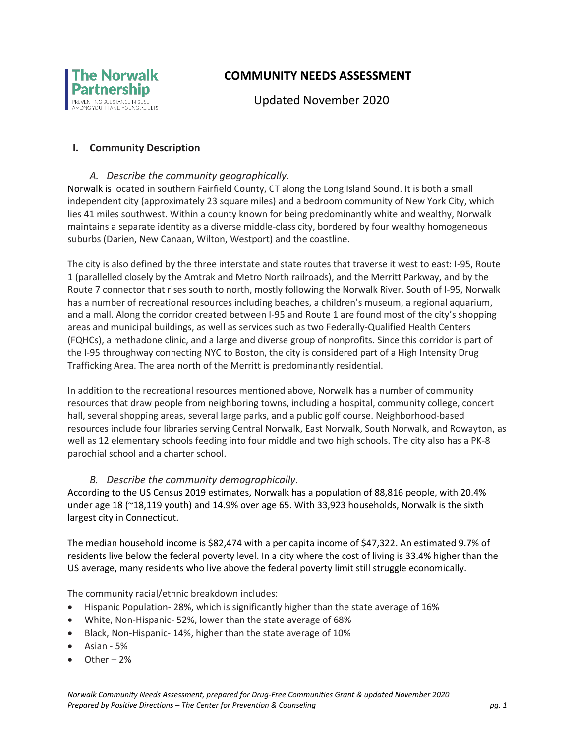The Norwalk Partnership

PREVENTING SUBSTANCE MISUSE AMONG YOUTH AND YOUNG ADULTS

# COMMUNITY NEEDS ASSESSMENT

Updated November 2020

## I. Community Description

### *A. Describe the community geographically.*

Norwalk is located in southern Fairfield County, CT along the Long Island Sound. It is both a small independent city (approximately 23 square miles) and a bedroom community of New York City, which lies 41 miles southwest. Within a county known for being predominantly white and wealthy, Norwalk maintains a separate identity as a diverse middle-class city, bordered by four wealthy homogeneous suburbs (Darien, New Canaan, Wilton, Westport) and the coastline.

The city is also defined by the three interstate and state routes that traverse it west to east: I-95, Route 1 (parallelled closely by the Amtrak and Metro North railroads), and the Merritt Parkway, and by the Route 7 connector that rises south to north, mostly following the Norwalk River. South of I-95, Norwalk has a number of recreational resources including beaches, a children's museum, a regional aquarium, and a mall. Along the corridor created between I-95 and Route 1 are found most of the city's shopping areas and municipal buildings, as well as services such as two Federally-Qualified Health Centers (FQHCs), a methadone clinic, and a large and diverse group of nonprofits. Since this corridor is part of the I-95 throughway connecting NYC to Boston, the city is considered part of a High Intensity Drug Trafficking Area. The area north of the Merritt is predominantly residential.

In addition to the recreational resources mentioned above, Norwalk has a number of community resources that draw people from neighboring towns, including a hospital, community college, concert hall, several shopping areas, several large parks, and a public golf course. Neighborhood-based resources include four libraries serving Central Norwalk, East Norwalk, South Norwalk, and Rowayton, as well as 12 elementary schools feeding into four middle and two high schools. The city also has a PK-8 parochial school and a charter school.

### *B. Describe the community demographically.*

According to the US Census 2019 estimates, Norwalk has a population of 88,816 people, with 20.4% under age 18 (~18,119 youth) and 14.9% over age 65. With 33,923 households, Norwalk is the sixth largest city in Connecticut.

The median household income is $82,474 with a per capita income of $47,322. An estimated 9.7% of residents live below the federal poverty level. In a city where the cost of living is 33.4% higher than the US average, many residents who live above the federal poverty limit still struggle economically.

The community racial/ethnic breakdown includes:

- Hispanic Population- 28%, which is significantly higher than the state average of 16%
- White, Non-Hispanic- 52%, lower than the state average of 68%
- Black, Non-Hispanic- 14%, higher than the state average of 10%
- Asian - 5%
- Other – 2%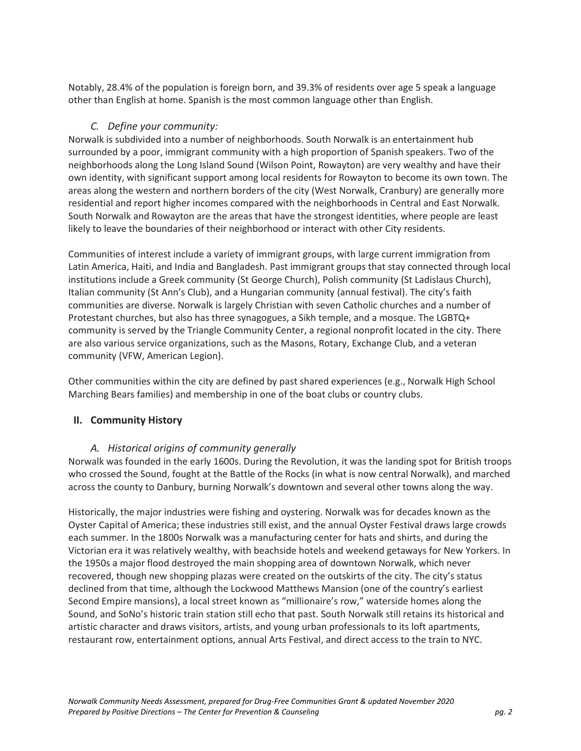Notably, 28.4% of the population is foreign born, and 39.3% of residents over age 5 speak a language other than English at home. Spanish is the most common language other than English.

### *C. Define your community:*

Norwalk is subdivided into a number of neighborhoods. South Norwalk is an entertainment hub surrounded by a poor, immigrant community with a high proportion of Spanish speakers. Two of the neighborhoods along the Long Island Sound (Wilson Point, Rowayton) are very wealthy and have their own identity, with significant support among local residents for Rowayton to become its own town. The areas along the western and northern borders of the city (West Norwalk, Cranbury) are generally more residential and report higher incomes compared with the neighborhoods in Central and East Norwalk. South Norwalk and Rowayton are the areas that have the strongest identities, where people are least likely to leave the boundaries of their neighborhood or interact with other City residents.

Communities of interest include a variety of immigrant groups, with large current immigration from Latin America, Haiti, and India and Bangladesh. Past immigrant groups that stay connected through local institutions include a Greek community (St George Church), Polish community (St Ladislaus Church), Italian community (St Ann's Club), and a Hungarian community (annual festival). The city's faith communities are diverse. Norwalk is largely Christian with seven Catholic churches and a number of Protestant churches, but also has three synagogues, a Sikh temple, and a mosque. The LGBTQ+ community is served by the Triangle Community Center, a regional nonprofit located in the city. There are also various service organizations, such as the Masons, Rotary, Exchange Club, and a veteran community (VFW, American Legion).

Other communities within the city are defined by past shared experiences (e.g., Norwalk High School Marching Bears families) and membership in one of the boat clubs or country clubs.

## II. Community History

### *A. Historical origins of community generally*

Norwalk was founded in the early 1600s. During the Revolution, it was the landing spot for British troops who crossed the Sound, fought at the Battle of the Rocks (in what is now central Norwalk), and marched across the county to Danbury, burning Norwalk's downtown and several other towns along the way.

Historically, the major industries were fishing and oystering. Norwalk was for decades known as the Oyster Capital of America; these industries still exist, and the annual Oyster Festival draws large crowds each summer. In the 1800s Norwalk was a manufacturing center for hats and shirts, and during the Victorian era it was relatively wealthy, with beachside hotels and weekend getaways for New Yorkers. In the 1950s a major flood destroyed the main shopping area of downtown Norwalk, which never recovered, though new shopping plazas were created on the outskirts of the city. The city's status declined from that time, although the Lockwood Matthews Mansion (one of the country's earliest Second Empire mansions), a local street known as "millionaire's row," waterside homes along the Sound, and SoNo's historic train station still echo that past. South Norwalk still retains its historical and artistic character and draws visitors, artists, and young urban professionals to its loft apartments, restaurant row, entertainment options, annual Arts Festival, and direct access to the train to NYC.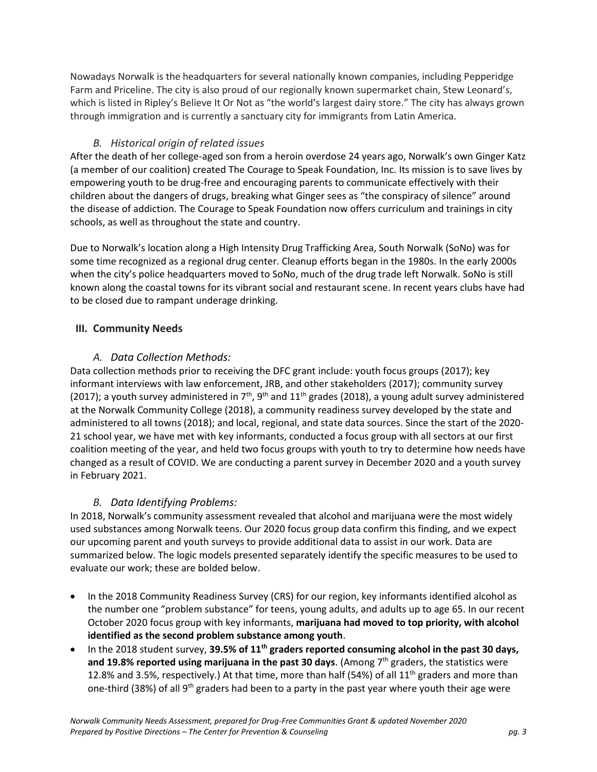Nowadays Norwalk is the headquarters for several nationally known companies, including Pepperidge Farm and Priceline. The city is also proud of our regionally known supermarket chain, Stew Leonard's, which is listed in Ripley's Believe It Or Not as "the world's largest dairy store." The city has always grown through immigration and is currently a sanctuary city for immigrants from Latin America.

### *B. Historical origin of related issues*

After the death of her college-aged son from a heroin overdose 24 years ago, Norwalk's own Ginger Katz (a member of our coalition) created The Courage to Speak Foundation, Inc. Its mission is to save lives by empowering youth to be drug-free and encouraging parents to communicate effectively with their children about the dangers of drugs, breaking what Ginger sees as "the conspiracy of silence" around the disease of addiction. The Courage to Speak Foundation now offers curriculum and trainings in city schools, as well as throughout the state and country.

Due to Norwalk's location along a High Intensity Drug Trafficking Area, South Norwalk (SoNo) was for some time recognized as a regional drug center. Cleanup efforts began in the 1980s. In the early 2000s when the city's police headquarters moved to SoNo, much of the drug trade left Norwalk. SoNo is still known along the coastal towns for its vibrant social and restaurant scene. In recent years clubs have had to be closed due to rampant underage drinking.

## III. Community Needs

### *A. Data Collection Methods:*

Data collection methods prior to receiving the DFC grant include: youth focus groups (2017); key informant interviews with law enforcement, JRB, and other stakeholders (2017); community survey (2017); a youth survey administered in 7th, 9th and 11th grades (2018), a young adult survey administered at the Norwalk Community College (2018), a community readiness survey developed by the state and administered to all towns (2018); and local, regional, and state data sources. Since the start of the 2020-21 school year, we have met with key informants, conducted a focus group with all sectors at our first coalition meeting of the year, and held two focus groups with youth to try to determine how needs have changed as a result of COVID. We are conducting a parent survey in December 2020 and a youth survey in February 2021.

### *B. Data Identifying Problems:*

In 2018, Norwalk's community assessment revealed that alcohol and marijuana were the most widely used substances among Norwalk teens. Our 2020 focus group data confirm this finding, and we expect our upcoming parent and youth surveys to provide additional data to assist in our work. Data are summarized below. The logic models presented separately identify the specific measures to be used to evaluate our work; these are bolded below.

- In the 2018 Community Readiness Survey (CRS) for our region, key informants identified alcohol as the number one "problem substance" for teens, young adults, and adults up to age 65. In our recent October 2020 focus group with key informants, **marijuana had moved to top priority, with alcohol identified as the second problem substance among youth**.
- In the 2018 student survey, **39.5% of 11th graders reported consuming alcohol in the past 30 days, and 19.8% reported using marijuana in the past 30 days**. (Among 7th graders, the statistics were 12.8% and 3.5%, respectively.) At that time, more than half (54%) of all 11th graders and more than one-third (38%) of all 9th graders had been to a party in the past year where youth their age were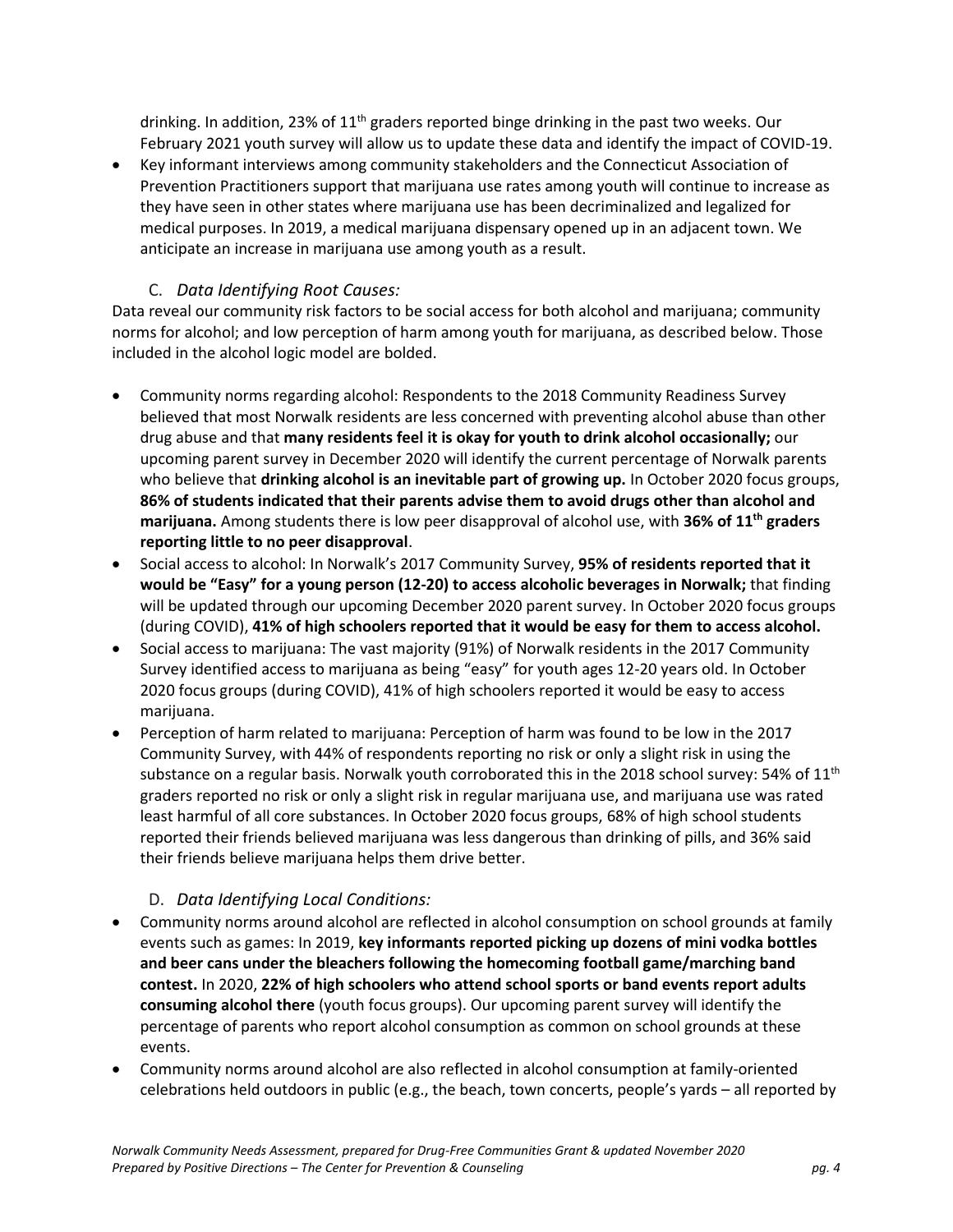drinking. In addition, 23% of 11th graders reported binge drinking in the past two weeks. Our February 2021 youth survey will allow us to update these data and identify the impact of COVID-19.

- Key informant interviews among community stakeholders and the Connecticut Association of Prevention Practitioners support that marijuana use rates among youth will continue to increase as they have seen in other states where marijuana use has been decriminalized and legalized for medical purposes. In 2019, a medical marijuana dispensary opened up in an adjacent town. We anticipate an increase in marijuana use among youth as a result.

### C. *Data Identifying Root Causes:*

Data reveal our community risk factors to be social access for both alcohol and marijuana; community norms for alcohol; and low perception of harm among youth for marijuana, as described below. Those included in the alcohol logic model are bolded.

- Community norms regarding alcohol: Respondents to the 2018 Community Readiness Survey believed that most Norwalk residents are less concerned with preventing alcohol abuse than other drug abuse and that **many residents feel it is okay for youth to drink alcohol occasionally;** our upcoming parent survey in December 2020 will identify the current percentage of Norwalk parents who believe that **drinking alcohol is an inevitable part of growing up.** In October 2020 focus groups, **86% of students indicated that their parents advise them to avoid drugs other than alcohol and marijuana.** Among students there is low peer disapproval of alcohol use, with **36% of 11th graders reporting little to no peer disapproval**.
- Social access to alcohol: In Norwalk's 2017 Community Survey, **95% of residents reported that it would be "Easy" for a young person (12-20) to access alcoholic beverages in Norwalk;** that finding will be updated through our upcoming December 2020 parent survey. In October 2020 focus groups (during COVID), **41% of high schoolers reported that it would be easy for them to access alcohol.**
- Social access to marijuana: The vast majority (91%) of Norwalk residents in the 2017 Community Survey identified access to marijuana as being "easy" for youth ages 12-20 years old. In October 2020 focus groups (during COVID), 41% of high schoolers reported it would be easy to access marijuana.
- Perception of harm related to marijuana: Perception of harm was found to be low in the 2017 Community Survey, with 44% of respondents reporting no risk or only a slight risk in using the substance on a regular basis. Norwalk youth corroborated this in the 2018 school survey: 54% of 11th graders reported no risk or only a slight risk in regular marijuana use, and marijuana use was rated least harmful of all core substances. In October 2020 focus groups, 68% of high school students reported their friends believed marijuana was less dangerous than drinking of pills, and 36% said their friends believe marijuana helps them drive better.

### D. *Data Identifying Local Conditions:*

- Community norms around alcohol are reflected in alcohol consumption on school grounds at family events such as games: In 2019, **key informants reported picking up dozens of mini vodka bottles and beer cans under the bleachers following the homecoming football game/marching band contest.** In 2020, **22% of high schoolers who attend school sports or band events report adults consuming alcohol there** (youth focus groups). Our upcoming parent survey will identify the percentage of parents who report alcohol consumption as common on school grounds at these events.
- Community norms around alcohol are also reflected in alcohol consumption at family-oriented celebrations held outdoors in public (e.g., the beach, town concerts, people's yards – all reported by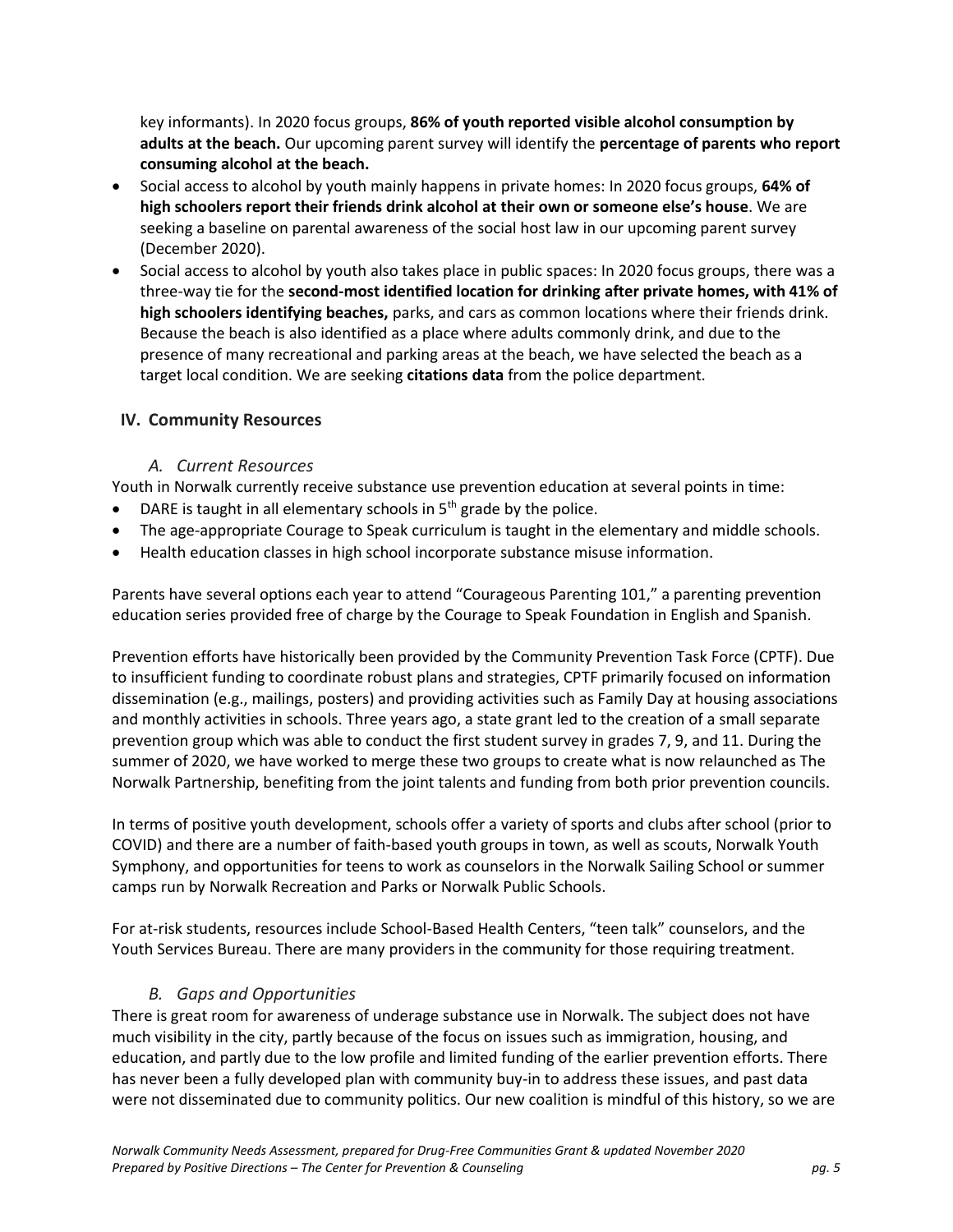key informants). In 2020 focus groups, **86% of youth reported visible alcohol consumption by adults at the beach.** Our upcoming parent survey will identify the **percentage of parents who report consuming alcohol at the beach.**

- Social access to alcohol by youth mainly happens in private homes: In 2020 focus groups, **64% of high schoolers report their friends drink alcohol at their own or someone else's house**. We are seeking a baseline on parental awareness of the social host law in our upcoming parent survey (December 2020).
- Social access to alcohol by youth also takes place in public spaces: In 2020 focus groups, there was a three-way tie for the **second-most identified location for drinking after private homes, with 41% of high schoolers identifying beaches,** parks, and cars as common locations where their friends drink. Because the beach is also identified as a place where adults commonly drink, and due to the presence of many recreational and parking areas at the beach, we have selected the beach as a target local condition. We are seeking **citations data** from the police department.

## IV. Community Resources

### *A. Current Resources*

Youth in Norwalk currently receive substance use prevention education at several points in time:

- DARE is taught in all elementary schools in 5th grade by the police.
- The age-appropriate Courage to Speak curriculum is taught in the elementary and middle schools.
- Health education classes in high school incorporate substance misuse information.

Parents have several options each year to attend "Courageous Parenting 101," a parenting prevention education series provided free of charge by the Courage to Speak Foundation in English and Spanish.

Prevention efforts have historically been provided by the Community Prevention Task Force (CPTF). Due to insufficient funding to coordinate robust plans and strategies, CPTF primarily focused on information dissemination (e.g., mailings, posters) and providing activities such as Family Day at housing associations and monthly activities in schools. Three years ago, a state grant led to the creation of a small separate prevention group which was able to conduct the first student survey in grades 7, 9, and 11. During the summer of 2020, we have worked to merge these two groups to create what is now relaunched as The Norwalk Partnership, benefiting from the joint talents and funding from both prior prevention councils.

In terms of positive youth development, schools offer a variety of sports and clubs after school (prior to COVID) and there are a number of faith-based youth groups in town, as well as scouts, Norwalk Youth Symphony, and opportunities for teens to work as counselors in the Norwalk Sailing School or summer camps run by Norwalk Recreation and Parks or Norwalk Public Schools.

For at-risk students, resources include School-Based Health Centers, "teen talk" counselors, and the Youth Services Bureau. There are many providers in the community for those requiring treatment.

### *B. Gaps and Opportunities*

There is great room for awareness of underage substance use in Norwalk. The subject does not have much visibility in the city, partly because of the focus on issues such as immigration, housing, and education, and partly due to the low profile and limited funding of the earlier prevention efforts. There has never been a fully developed plan with community buy-in to address these issues, and past data were not disseminated due to community politics. Our new coalition is mindful of this history, so we are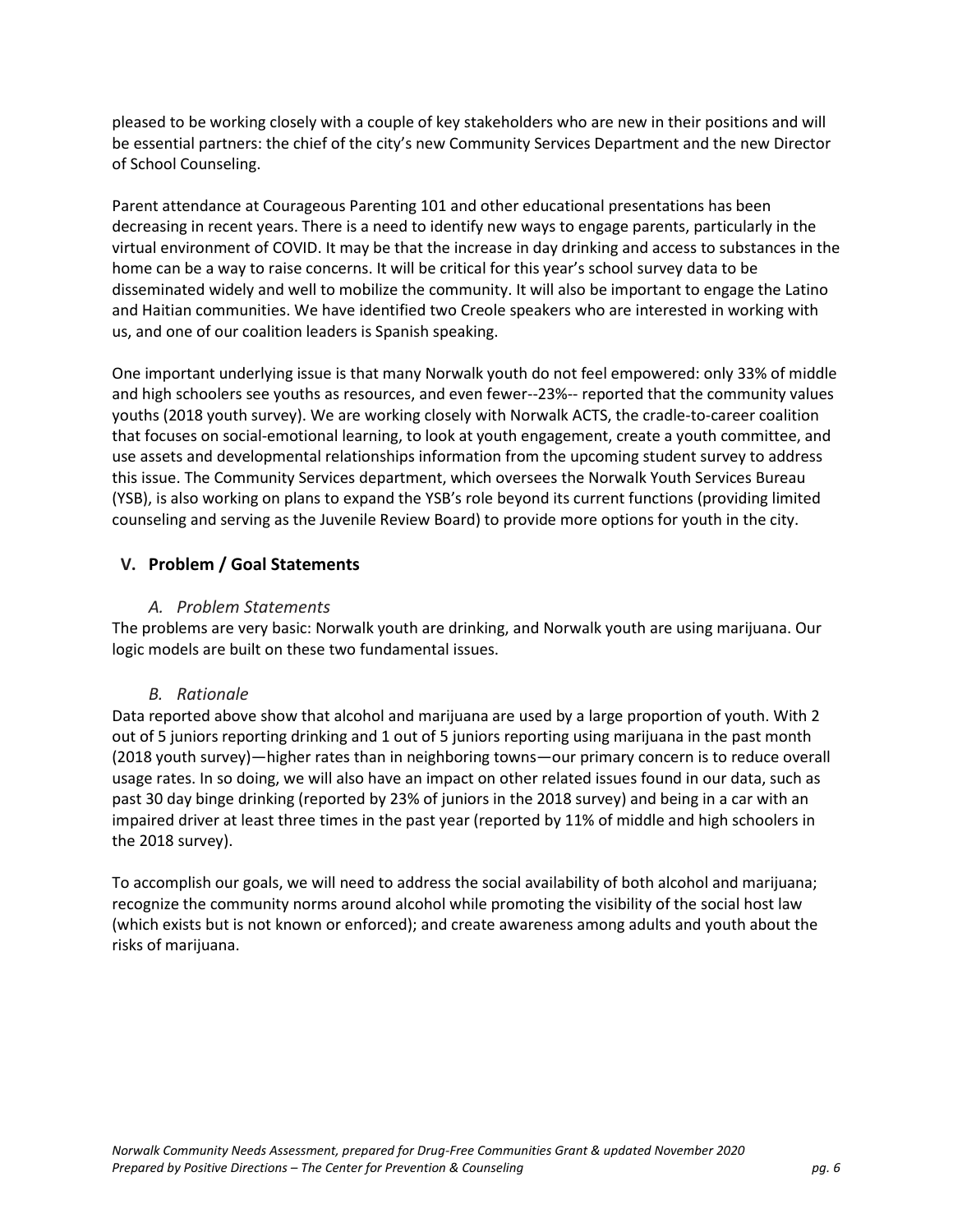pleased to be working closely with a couple of key stakeholders who are new in their positions and will be essential partners: the chief of the city's new Community Services Department and the new Director of School Counseling.

Parent attendance at Courageous Parenting 101 and other educational presentations has been decreasing in recent years. There is a need to identify new ways to engage parents, particularly in the virtual environment of COVID. It may be that the increase in day drinking and access to substances in the home can be a way to raise concerns. It will be critical for this year's school survey data to be disseminated widely and well to mobilize the community. It will also be important to engage the Latino and Haitian communities. We have identified two Creole speakers who are interested in working with us, and one of our coalition leaders is Spanish speaking.

One important underlying issue is that many Norwalk youth do not feel empowered: only 33% of middle and high schoolers see youths as resources, and even fewer--23%-- reported that the community values youths (2018 youth survey). We are working closely with Norwalk ACTS, the cradle-to-career coalition that focuses on social-emotional learning, to look at youth engagement, create a youth committee, and use assets and developmental relationships information from the upcoming student survey to address this issue. The Community Services department, which oversees the Norwalk Youth Services Bureau (YSB), is also working on plans to expand the YSB's role beyond its current functions (providing limited counseling and serving as the Juvenile Review Board) to provide more options for youth in the city.

## V. Problem / Goal Statements

### *A. Problem Statements*

The problems are very basic: Norwalk youth are drinking, and Norwalk youth are using marijuana. Our logic models are built on these two fundamental issues.

### *B. Rationale*

Data reported above show that alcohol and marijuana are used by a large proportion of youth. With 2 out of 5 juniors reporting drinking and 1 out of 5 juniors reporting using marijuana in the past month (2018 youth survey)—higher rates than in neighboring towns—our primary concern is to reduce overall usage rates. In so doing, we will also have an impact on other related issues found in our data, such as past 30 day binge drinking (reported by 23% of juniors in the 2018 survey) and being in a car with an impaired driver at least three times in the past year (reported by 11% of middle and high schoolers in the 2018 survey).

To accomplish our goals, we will need to address the social availability of both alcohol and marijuana; recognize the community norms around alcohol while promoting the visibility of the social host law (which exists but is not known or enforced); and create awareness among adults and youth about the risks of marijuana.